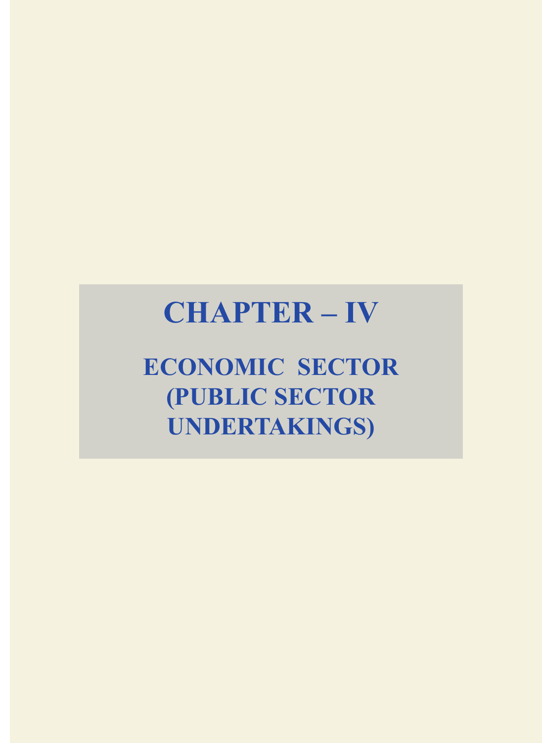# CHAPTER – IV

## ECONOMIC SECTOR (PUBLIC SECTOR UNDERTAKINGS)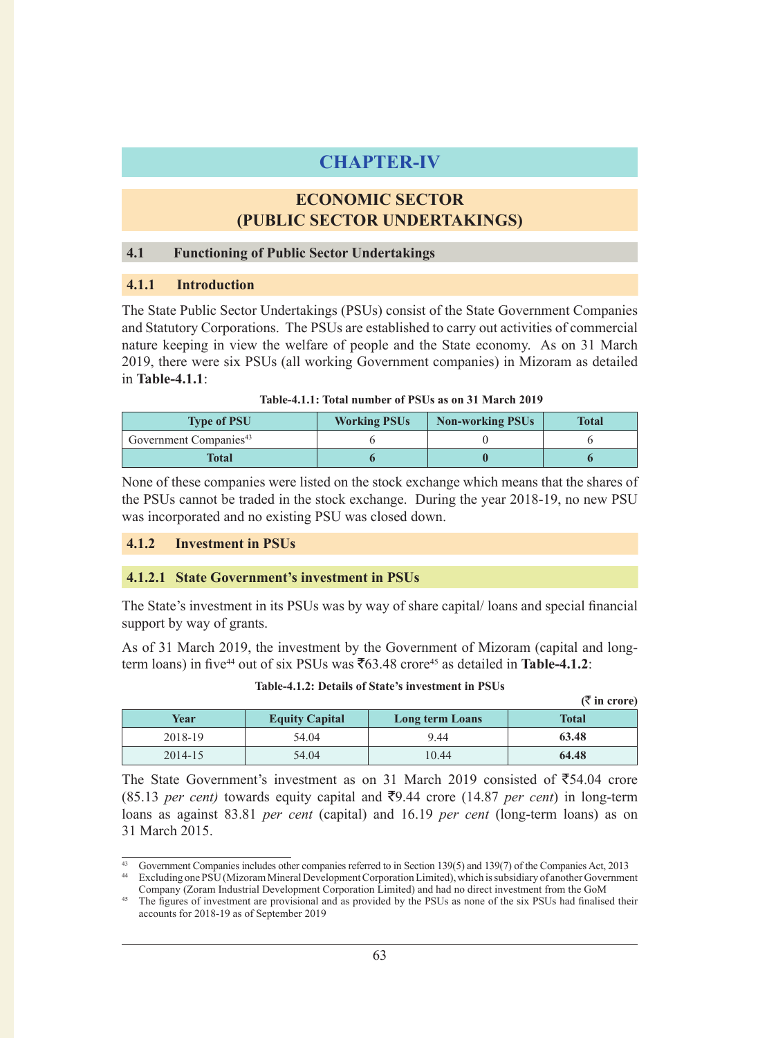# CHAPTER-IV

## ECONOMIC SECTOR (PUBLIC SECTOR UNDERTAKINGS)

### 4.1 Functioning of Public Sector Undertakings

### 4.1.1 Introduction

The State Public Sector Undertakings (PSUs) consist of the State Government Companies and Statutory Corporations. The PSUs are established to carry out activities of commercial nature keeping in view the welfare of people and the State economy. As on 31 March 2019, there were six PSUs (all working Government companies) in Mizoram as detailed in **Table-4.1.1**:

**Table-4.1.1: Total number of PSUs as on 31 March 2019**

| Type of PSU | Working PSUs | Non-working PSUs | Total |
|---|---|---|---|
| Government Companies[43] | 6 | 0 | 6 |
| **Total** | **6** | **0** | **6** |

None of these companies were listed on the stock exchange which means that the shares of the PSUs cannot be traded in the stock exchange. During the year 2018-19, no new PSU was incorporated and no existing PSU was closed down.

### 4.1.2 Investment in PSUs

#### 4.1.2.1 State Government's investment in PSUs

The State's investment in its PSUs was by way of share capital/ loans and special financial support by way of grants.

As of 31 March 2019, the investment by the Government of Mizoram (capital and long-term loans) in five[44] out of six PSUs was ₹63.48 crore[45] as detailed in **Table-4.1.2**:

**Table-4.1.2: Details of State's investment in PSUs**

**(₹ in crore)**

| Year | Equity Capital | Long term Loans | Total |
|---|---|---|---|
| 2018-19 | 54.04 | 9.44 | **63.48** |
| 2014-15 | 54.04 | 10.44 | **64.48** |

The State Government's investment as on 31 March 2019 consisted of ₹54.04 crore (85.13 *per cent)* towards equity capital and ₹9.44 crore (14.87 *per cent*) in long-term loans as against 83.81 *per cent* (capital) and 16.19 *per cent* (long-term loans) as on 31 March 2015.

---

[43] Government Companies includes other companies referred to in Section 139(5) and 139(7) of the Companies Act, 2013

[44] Excluding one PSU (Mizoram Mineral Development Corporation Limited), which is subsidiary of another Government Company (Zoram Industrial Development Corporation Limited) and had no direct investment from the GoM

[45] The figures of investment are provisional and as provided by the PSUs as none of the six PSUs had finalised their accounts for 2018-19 as of September 2019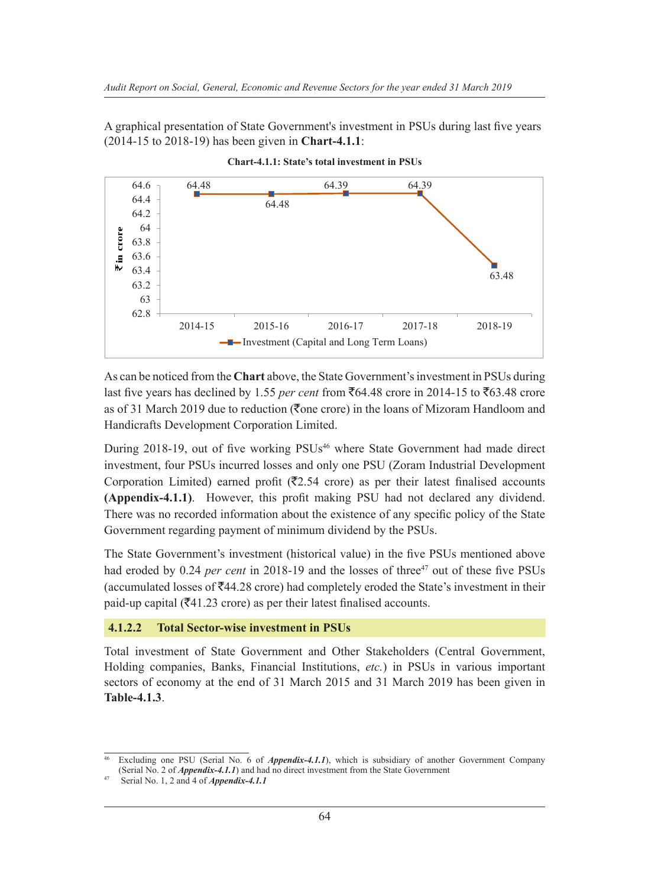A graphical presentation of State Government's investment in PSUs during last five years (2014-15 to 2018-19) has been given in **Chart-4.1.1**:

**Chart-4.1.1: State's total investment in PSUs**

| Year | Investment (Capital and Long Term Loans) (₹ in crore) |
|---|---|
| 2014-15 | 64.48 |
| 2015-16 | 64.48 |
| 2016-17 | 64.39 |
| 2017-18 | 64.39 |
| 2018-19 | 63.48 |

As can be noticed from the **Chart** above, the State Government's investment in PSUs during last five years has declined by 1.55 *per cent* from ₹64.48 crore in 2014-15 to ₹63.48 crore as of 31 March 2019 due to reduction (₹one crore) in the loans of Mizoram Handloom and Handicrafts Development Corporation Limited.

During 2018-19, out of five working PSUs[46] where State Government had made direct investment, four PSUs incurred losses and only one PSU (Zoram Industrial Development Corporation Limited) earned profit (₹2.54 crore) as per their latest finalised accounts **(Appendix-4.1.1)**. However, this profit making PSU had not declared any dividend. There was no recorded information about the existence of any specific policy of the State Government regarding payment of minimum dividend by the PSUs.

The State Government's investment (historical value) in the five PSUs mentioned above had eroded by 0.24 *per cent* in 2018-19 and the losses of three[47] out of these five PSUs (accumulated losses of ₹44.28 crore) had completely eroded the State's investment in their paid-up capital (₹41.23 crore) as per their latest finalised accounts.

### 4.1.2.2 Total Sector-wise investment in PSUs

Total investment of State Government and Other Stakeholders (Central Government, Holding companies, Banks, Financial Institutions, *etc.*) in PSUs in various important sectors of economy at the end of 31 March 2015 and 31 March 2019 has been given in **Table-4.1.3**.

---

[46] Excluding one PSU (Serial No. 6 of ***Appendix-4.1.1***), which is subsidiary of another Government Company (Serial No. 2 of ***Appendix-4.1.1***) and had no direct investment from the State Government

[47] Serial No. 1, 2 and 4 of ***Appendix-4.1.1***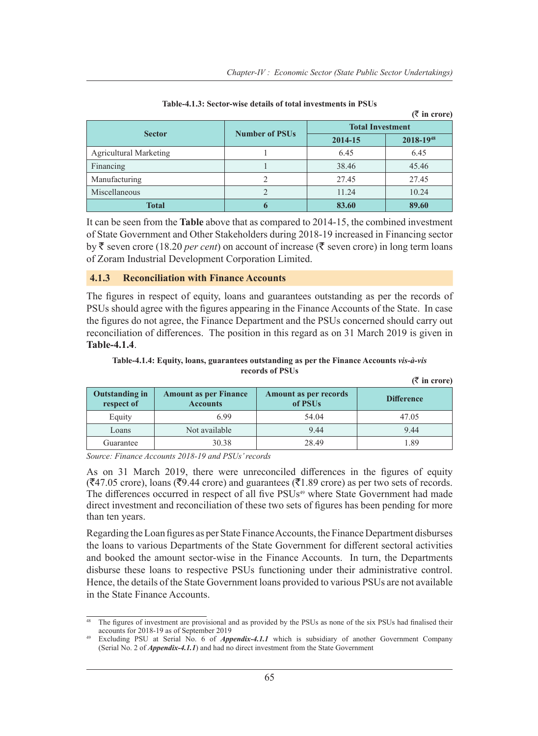**Table-4.1.3: Sector-wise details of total investments in PSUs**

(₹ in crore)

| Sector | Number of PSUs | Total Investment | |
|---|---|---|---|
| | | 2014-15 | 2018-19[48] |
| Agricultural Marketing | 1 | 6.45 | 6.45 |
| Financing | 1 | 38.46 | 45.46 |
| Manufacturing | 2 | 27.45 | 27.45 |
| Miscellaneous | 2 | 11.24 | 10.24 |
| **Total** | **6** | **83.60** | **89.60** |

It can be seen from the **Table** above that as compared to 2014-15, the combined investment of State Government and Other Stakeholders during 2018-19 increased in Financing sector by ₹ seven crore (18.20 *per cent*) on account of increase (₹ seven crore) in long term loans of Zoram Industrial Development Corporation Limited.

### 4.1.3 Reconciliation with Finance Accounts

The figures in respect of equity, loans and guarantees outstanding as per the records of PSUs should agree with the figures appearing in the Finance Accounts of the State. In case the figures do not agree, the Finance Department and the PSUs concerned should carry out reconciliation of differences. The position in this regard as on 31 March 2019 is given in **Table-4.1.4**.

**Table-4.1.4: Equity, loans, guarantees outstanding as per the Finance Accounts *vis-à-vis* records of PSUs**

(₹ in crore)

| Outstanding in respect of | Amount as per Finance Accounts | Amount as per records of PSUs | Difference |
|---|---|---|---|
| Equity | 6.99 | 54.04 | 47.05 |
| Loans | Not available | 9.44 | 9.44 |
| Guarantee | 30.38 | 28.49 | 1.89 |

*Source: Finance Accounts 2018-19 and PSUs' records*

As on 31 March 2019, there were unreconciled differences in the figures of equity (₹47.05 crore), loans (₹9.44 crore) and guarantees (₹1.89 crore) as per two sets of records. The differences occurred in respect of all five PSUs[49] where State Government had made direct investment and reconciliation of these two sets of figures has been pending for more than ten years.

Regarding the Loan figures as per State Finance Accounts, the Finance Department disburses the loans to various Departments of the State Government for different sectoral activities and booked the amount sector-wise in the Finance Accounts. In turn, the Departments disburse these loans to respective PSUs functioning under their administrative control. Hence, the details of the State Government loans provided to various PSUs are not available in the State Finance Accounts.

[48] The figures of investment are provisional and as provided by the PSUs as none of the six PSUs had finalised their accounts for 2018-19 as of September 2019

[49] Excluding PSU at Serial No. 6 of ***Appendix-4.1.1*** which is subsidiary of another Government Company (Serial No. 2 of ***Appendix-4.1.1***) and had no direct investment from the State Government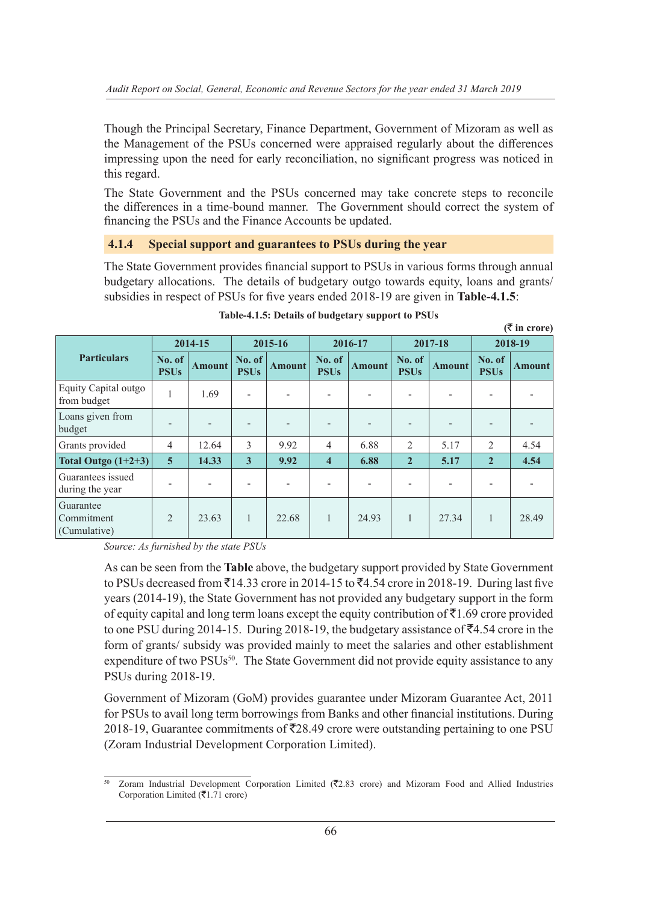Though the Principal Secretary, Finance Department, Government of Mizoram as well as the Management of the PSUs concerned were appraised regularly about the differences impressing upon the need for early reconciliation, no significant progress was noticed in this regard.

The State Government and the PSUs concerned may take concrete steps to reconcile the differences in a time-bound manner. The Government should correct the system of financing the PSUs and the Finance Accounts be updated.

### 4.1.4 Special support and guarantees to PSUs during the year

The State Government provides financial support to PSUs in various forms through annual budgetary allocations. The details of budgetary outgo towards equity, loans and grants/ subsidies in respect of PSUs for five years ended 2018-19 are given in **Table-4.1.5**:

**Table-4.1.5: Details of budgetary support to PSUs**

(₹ in crore)

| Particulars | 2014-15 | | 2015-16 | | 2016-17 | | 2017-18 | | 2018-19 | |
|---|---|---|---|---|---|---|---|---|---|---|
| | No. of PSUs | Amount | No. of PSUs | Amount | No. of PSUs | Amount | No. of PSUs | Amount | No. of PSUs | Amount |
| Equity Capital outgo from budget | 1 | 1.69 | - | - | - | - | - | - | - | - |
| Loans given from budget | - | - | - | - | - | - | - | - | - | - |
| Grants provided | 4 | 12.64 | 3 | 9.92 | 4 | 6.88 | 2 | 5.17 | 2 | 4.54 |
| **Total Outgo (1+2+3)** | **5** | **14.33** | **3** | **9.92** | **4** | **6.88** | **2** | **5.17** | **2** | **4.54** |
| Guarantees issued during the year | - | - | - | - | - | - | - | - | - | - |
| Guarantee Commitment (Cumulative) | 2 | 23.63 | 1 | 22.68 | 1 | 24.93 | 1 | 27.34 | 1 | 28.49 |

*Source: As furnished by the state PSUs*

As can be seen from the **Table** above, the budgetary support provided by State Government to PSUs decreased from ₹14.33 crore in 2014-15 to ₹4.54 crore in 2018-19. During last five years (2014-19), the State Government has not provided any budgetary support in the form of equity capital and long term loans except the equity contribution of ₹1.69 crore provided to one PSU during 2014-15. During 2018-19, the budgetary assistance of ₹4.54 crore in the form of grants/ subsidy was provided mainly to meet the salaries and other establishment expenditure of two PSUs[50]. The State Government did not provide equity assistance to any PSUs during 2018-19.

Government of Mizoram (GoM) provides guarantee under Mizoram Guarantee Act, 2011 for PSUs to avail long term borrowings from Banks and other financial institutions. During 2018-19, Guarantee commitments of ₹28.49 crore were outstanding pertaining to one PSU (Zoram Industrial Development Corporation Limited).

[50] Zoram Industrial Development Corporation Limited (₹2.83 crore) and Mizoram Food and Allied Industries Corporation Limited (₹1.71 crore)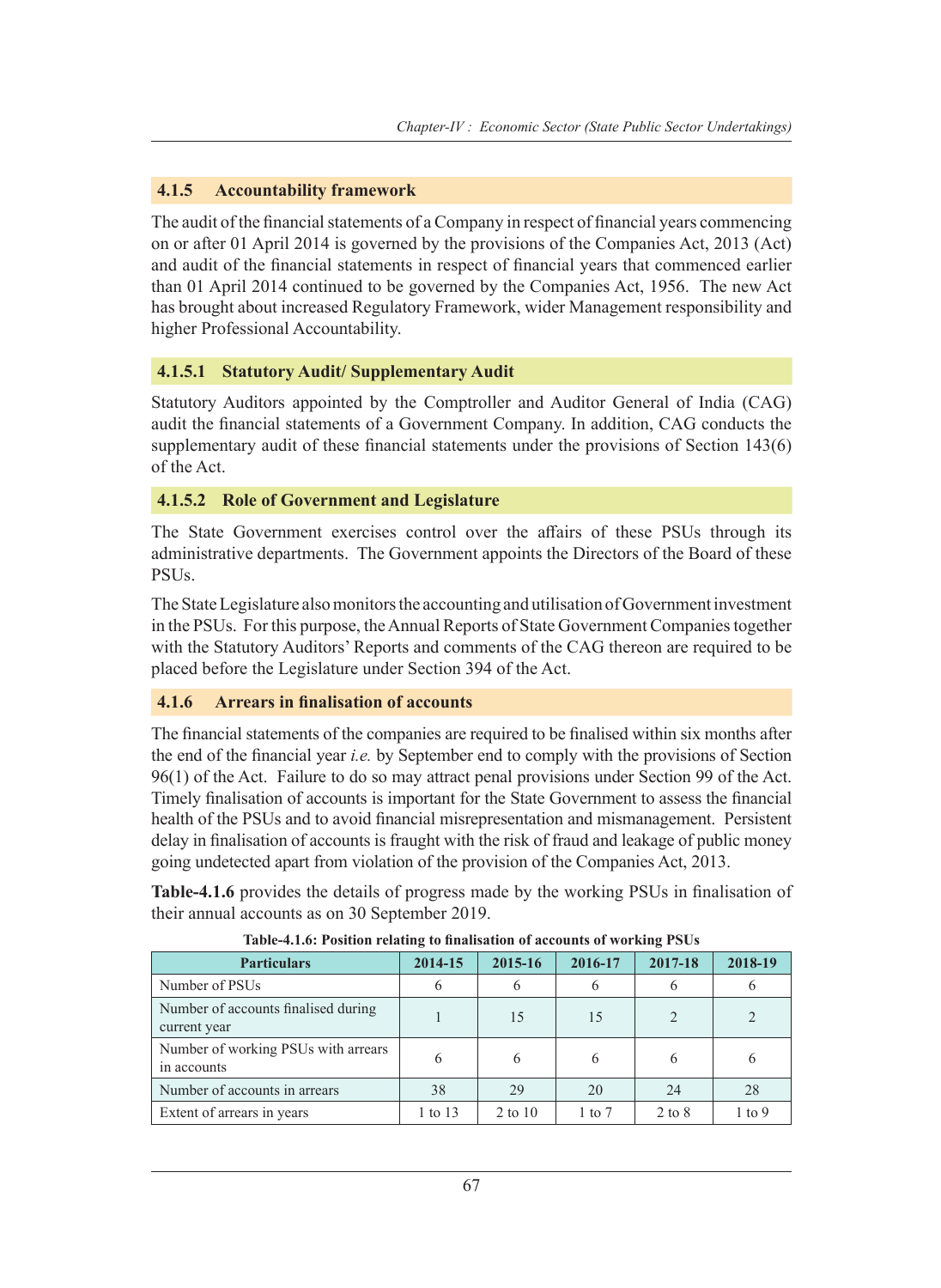### 4.1.5 Accountability framework

The audit of the financial statements of a Company in respect of financial years commencing on or after 01 April 2014 is governed by the provisions of the Companies Act, 2013 (Act) and audit of the financial statements in respect of financial years that commenced earlier than 01 April 2014 continued to be governed by the Companies Act, 1956. The new Act has brought about increased Regulatory Framework, wider Management responsibility and higher Professional Accountability.

#### 4.1.5.1 Statutory Audit/ Supplementary Audit

Statutory Auditors appointed by the Comptroller and Auditor General of India (CAG) audit the financial statements of a Government Company. In addition, CAG conducts the supplementary audit of these financial statements under the provisions of Section 143(6) of the Act.

#### 4.1.5.2 Role of Government and Legislature

The State Government exercises control over the affairs of these PSUs through its administrative departments. The Government appoints the Directors of the Board of these PSUs.

The State Legislature also monitors the accounting and utilisation of Government investment in the PSUs. For this purpose, the Annual Reports of State Government Companies together with the Statutory Auditors' Reports and comments of the CAG thereon are required to be placed before the Legislature under Section 394 of the Act.

### 4.1.6 Arrears in finalisation of accounts

The financial statements of the companies are required to be finalised within six months after the end of the financial year *i.e.* by September end to comply with the provisions of Section 96(1) of the Act. Failure to do so may attract penal provisions under Section 99 of the Act. Timely finalisation of accounts is important for the State Government to assess the financial health of the PSUs and to avoid financial misrepresentation and mismanagement. Persistent delay in finalisation of accounts is fraught with the risk of fraud and leakage of public money going undetected apart from violation of the provision of the Companies Act, 2013.

**Table-4.1.6** provides the details of progress made by the working PSUs in finalisation of their annual accounts as on 30 September 2019.

**Table-4.1.6: Position relating to finalisation of accounts of working PSUs**

| Particulars | 2014-15 | 2015-16 | 2016-17 | 2017-18 | 2018-19 |
|---|---|---|---|---|---|
| Number of PSUs | 6 | 6 | 6 | 6 | 6 |
| Number of accounts finalised during current year | 1 | 15 | 15 | 2 | 2 |
| Number of working PSUs with arrears in accounts | 6 | 6 | 6 | 6 | 6 |
| Number of accounts in arrears | 38 | 29 | 20 | 24 | 28 |
| Extent of arrears in years | 1 to 13 | 2 to 10 | 1 to 7 | 2 to 8 | 1 to 9 |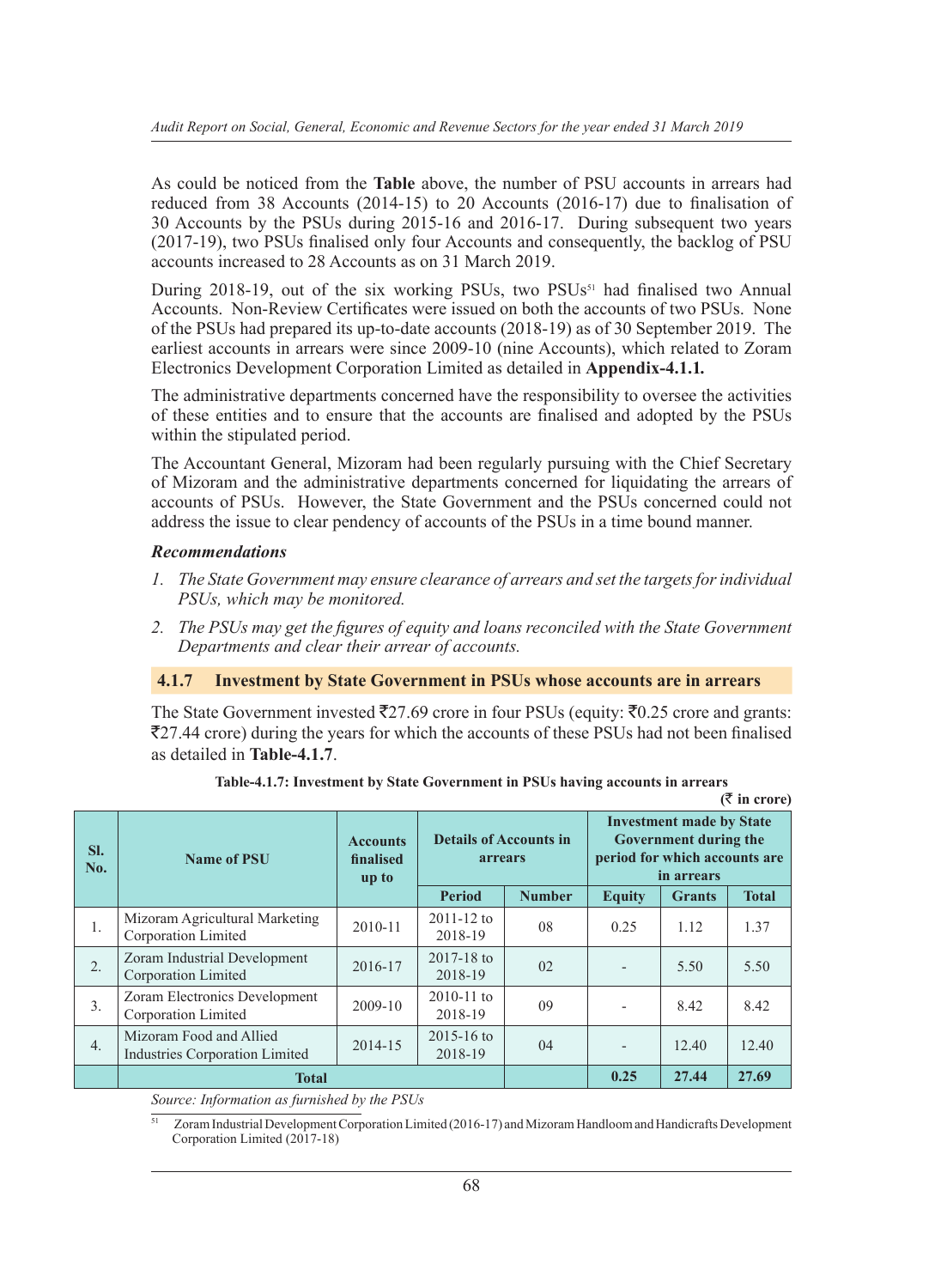As could be noticed from the **Table** above, the number of PSU accounts in arrears had reduced from 38 Accounts (2014-15) to 20 Accounts (2016-17) due to finalisation of 30 Accounts by the PSUs during 2015-16 and 2016-17. During subsequent two years (2017-19), two PSUs finalised only four Accounts and consequently, the backlog of PSU accounts increased to 28 Accounts as on 31 March 2019.

During 2018-19, out of the six working PSUs, two PSUs[51] had finalised two Annual Accounts. Non-Review Certificates were issued on both the accounts of two PSUs. None of the PSUs had prepared its up-to-date accounts (2018-19) as of 30 September 2019. The earliest accounts in arrears were since 2009-10 (nine Accounts), which related to Zoram Electronics Development Corporation Limited as detailed in **Appendix-4.1.1.**

The administrative departments concerned have the responsibility to oversee the activities of these entities and to ensure that the accounts are finalised and adopted by the PSUs within the stipulated period.

The Accountant General, Mizoram had been regularly pursuing with the Chief Secretary of Mizoram and the administrative departments concerned for liquidating the arrears of accounts of PSUs. However, the State Government and the PSUs concerned could not address the issue to clear pendency of accounts of the PSUs in a time bound manner.

***Recommendations***

1. *The State Government may ensure clearance of arrears and set the targets for individual PSUs, which may be monitored.*
2. *The PSUs may get the figures of equity and loans reconciled with the State Government Departments and clear their arrear of accounts.*

### 4.1.7 Investment by State Government in PSUs whose accounts are in arrears

The State Government invested ₹27.69 crore in four PSUs (equity: ₹0.25 crore and grants: ₹27.44 crore) during the years for which the accounts of these PSUs had not been finalised as detailed in **Table-4.1.7**.

**Table-4.1.7: Investment by State Government in PSUs having accounts in arrears**

**(₹ in crore)**

| Sl. No. | Name of PSU | Accounts finalised up to | Details of Accounts in arrears | | Investment made by State Government during the period for which accounts are in arrears | | |
|---|---|---|---|---|---|---|---|
| | | | Period | Number | Equity | Grants | Total |
| 1. | Mizoram Agricultural Marketing Corporation Limited | 2010-11 | 2011-12 to 2018-19 | 08 | 0.25 | 1.12 | 1.37 |
| 2. | Zoram Industrial Development Corporation Limited | 2016-17 | 2017-18 to 2018-19 | 02 | - | 5.50 | 5.50 |
| 3. | Zoram Electronics Development Corporation Limited | 2009-10 | 2010-11 to 2018-19 | 09 | - | 8.42 | 8.42 |
| 4. | Mizoram Food and Allied Industries Corporation Limited | 2014-15 | 2015-16 to 2018-19 | 04 | - | 12.40 | 12.40 |
| | **Total** | | | | **0.25** | **27.44** | **27.69** |

*Source: Information as furnished by the PSUs*

[51] Zoram Industrial Development Corporation Limited (2016-17) and Mizoram Handloom and Handicrafts Development Corporation Limited (2017-18)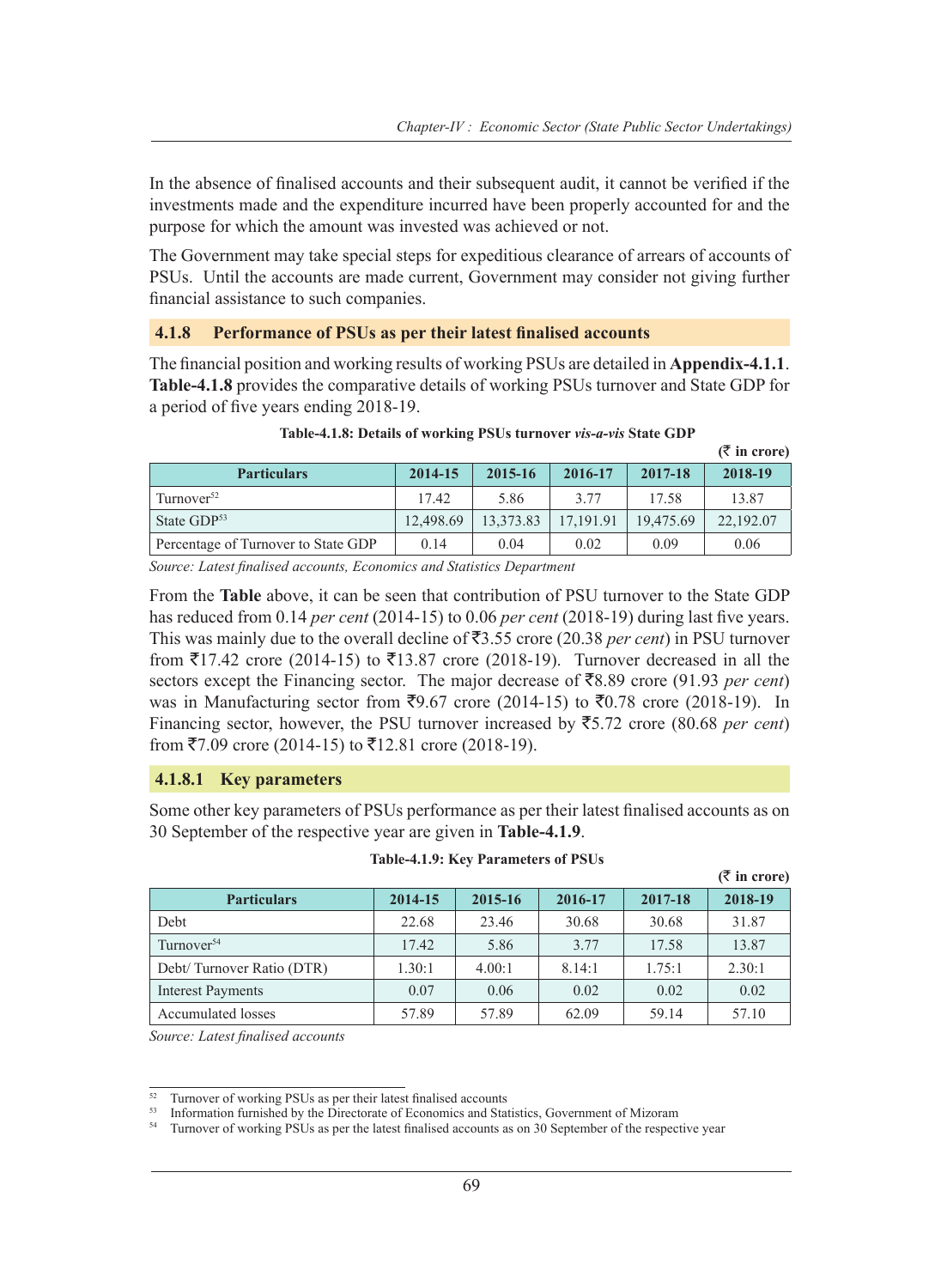In the absence of finalised accounts and their subsequent audit, it cannot be verified if the investments made and the expenditure incurred have been properly accounted for and the purpose for which the amount was invested was achieved or not.

The Government may take special steps for expeditious clearance of arrears of accounts of PSUs. Until the accounts are made current, Government may consider not giving further financial assistance to such companies.

### 4.1.8 Performance of PSUs as per their latest finalised accounts

The financial position and working results of working PSUs are detailed in **Appendix-4.1.1**. **Table-4.1.8** provides the comparative details of working PSUs turnover and State GDP for a period of five years ending 2018-19.

**Table-4.1.8: Details of working PSUs turnover *vis-a-vis* State GDP**

**(₹ in crore)**

| Particulars | 2014-15 | 2015-16 | 2016-17 | 2017-18 | 2018-19 |
|---|---|---|---|---|---|
| Turnover[52] | 17.42 | 5.86 | 3.77 | 17.58 | 13.87 |
| State GDP[53] | 12,498.69 | 13,373.83 | 17,191.91 | 19,475.69 | 22,192.07 |
| Percentage of Turnover to State GDP | 0.14 | 0.04 | 0.02 | 0.09 | 0.06 |

*Source: Latest finalised accounts, Economics and Statistics Department*

From the **Table** above, it can be seen that contribution of PSU turnover to the State GDP has reduced from 0.14 *per cent* (2014-15) to 0.06 *per cent* (2018-19) during last five years. This was mainly due to the overall decline of ₹3.55 crore (20.38 *per cent*) in PSU turnover from ₹17.42 crore (2014-15) to ₹13.87 crore (2018-19). Turnover decreased in all the sectors except the Financing sector. The major decrease of ₹8.89 crore (91.93 *per cent*) was in Manufacturing sector from ₹9.67 crore (2014-15) to ₹0.78 crore (2018-19). In Financing sector, however, the PSU turnover increased by ₹5.72 crore (80.68 *per cent*) from ₹7.09 crore (2014-15) to ₹12.81 crore (2018-19).

#### 4.1.8.1 Key parameters

Some other key parameters of PSUs performance as per their latest finalised accounts as on 30 September of the respective year are given in **Table-4.1.9**.

**Table-4.1.9: Key Parameters of PSUs**

**(₹ in crore)**

| Particulars | 2014-15 | 2015-16 | 2016-17 | 2017-18 | 2018-19 |
|---|---|---|---|---|---|
| Debt | 22.68 | 23.46 | 30.68 | 30.68 | 31.87 |
| Turnover[54] | 17.42 | 5.86 | 3.77 | 17.58 | 13.87 |
| Debt/ Turnover Ratio (DTR) | 1.30:1 | 4.00:1 | 8.14:1 | 1.75:1 | 2.30:1 |
| Interest Payments | 0.07 | 0.06 | 0.02 | 0.02 | 0.02 |
| Accumulated losses | 57.89 | 57.89 | 62.09 | 59.14 | 57.10 |

*Source: Latest finalised accounts*

[52] Turnover of working PSUs as per their latest finalised accounts
[53] Information furnished by the Directorate of Economics and Statistics, Government of Mizoram
[54] Turnover of working PSUs as per the latest finalised accounts as on 30 September of the respective year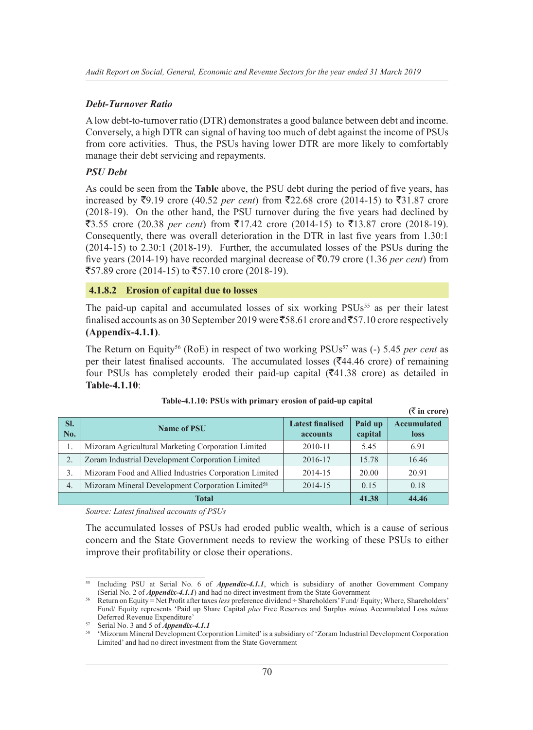***Debt-Turnover Ratio***

A low debt-to-turnover ratio (DTR) demonstrates a good balance between debt and income. Conversely, a high DTR can signal of having too much of debt against the income of PSUs from core activities. Thus, the PSUs having lower DTR are more likely to comfortably manage their debt servicing and repayments.

***PSU Debt***

As could be seen from the **Table** above, the PSU debt during the period of five years, has increased by ₹9.19 crore (40.52 *per cent*) from ₹22.68 crore (2014-15) to ₹31.87 crore (2018-19). On the other hand, the PSU turnover during the five years had declined by ₹3.55 crore (20.38 *per cent*) from ₹17.42 crore (2014-15) to ₹13.87 crore (2018-19). Consequently, there was overall deterioration in the DTR in last five years from 1.30:1 (2014-15) to 2.30:1 (2018-19). Further, the accumulated losses of the PSUs during the five years (2014-19) have recorded marginal decrease of ₹0.79 crore (1.36 *per cent*) from ₹57.89 crore (2014-15) to ₹57.10 crore (2018-19).

### 4.1.8.2 Erosion of capital due to losses

The paid-up capital and accumulated losses of six working PSUs[55] as per their latest finalised accounts as on 30 September 2019 were ₹58.61 crore and ₹57.10 crore respectively **(Appendix-4.1.1)**.

The Return on Equity[56] (RoE) in respect of two working PSUs[57] was (-) 5.45 *per cent* as per their latest finalised accounts. The accumulated losses (₹44.46 crore) of remaining four PSUs has completely eroded their paid-up capital (₹41.38 crore) as detailed in **Table-4.1.10**:

**Table-4.1.10: PSUs with primary erosion of paid-up capital**

(₹ in crore)

| Sl. No. | Name of PSU | Latest finalised accounts | Paid up capital | Accumulated loss |
|---|---|---|---|---|
| 1. | Mizoram Agricultural Marketing Corporation Limited | 2010-11 | 5.45 | 6.91 |
| 2. | Zoram Industrial Development Corporation Limited | 2016-17 | 15.78 | 16.46 |
| 3. | Mizoram Food and Allied Industries Corporation Limited | 2014-15 | 20.00 | 20.91 |
| 4. | Mizoram Mineral Development Corporation Limited[58] | 2014-15 | 0.15 | 0.18 |
| **Total** | | | **41.38** | **44.46** |

*Source: Latest finalised accounts of PSUs*

The accumulated losses of PSUs had eroded public wealth, which is a cause of serious concern and the State Government needs to review the working of these PSUs to either improve their profitability or close their operations.

---

[55] Including PSU at Serial No. 6 of ***Appendix-4.1.1***, which is subsidiary of another Government Company (Serial No. 2 of ***Appendix-4.1.1***) and had no direct investment from the State Government

[56] Return on Equity = Net Profit after taxes *less* preference dividend ÷ Shareholders' Fund/ Equity; Where, Shareholders' Fund/ Equity represents 'Paid up Share Capital *plus* Free Reserves and Surplus *minus* Accumulated Loss *minus* Deferred Revenue Expenditure'

[57] Serial No. 3 and 5 of ***Appendix-4.1.1***

[58] 'Mizoram Mineral Development Corporation Limited' is a subsidiary of 'Zoram Industrial Development Corporation Limited' and had no direct investment from the State Government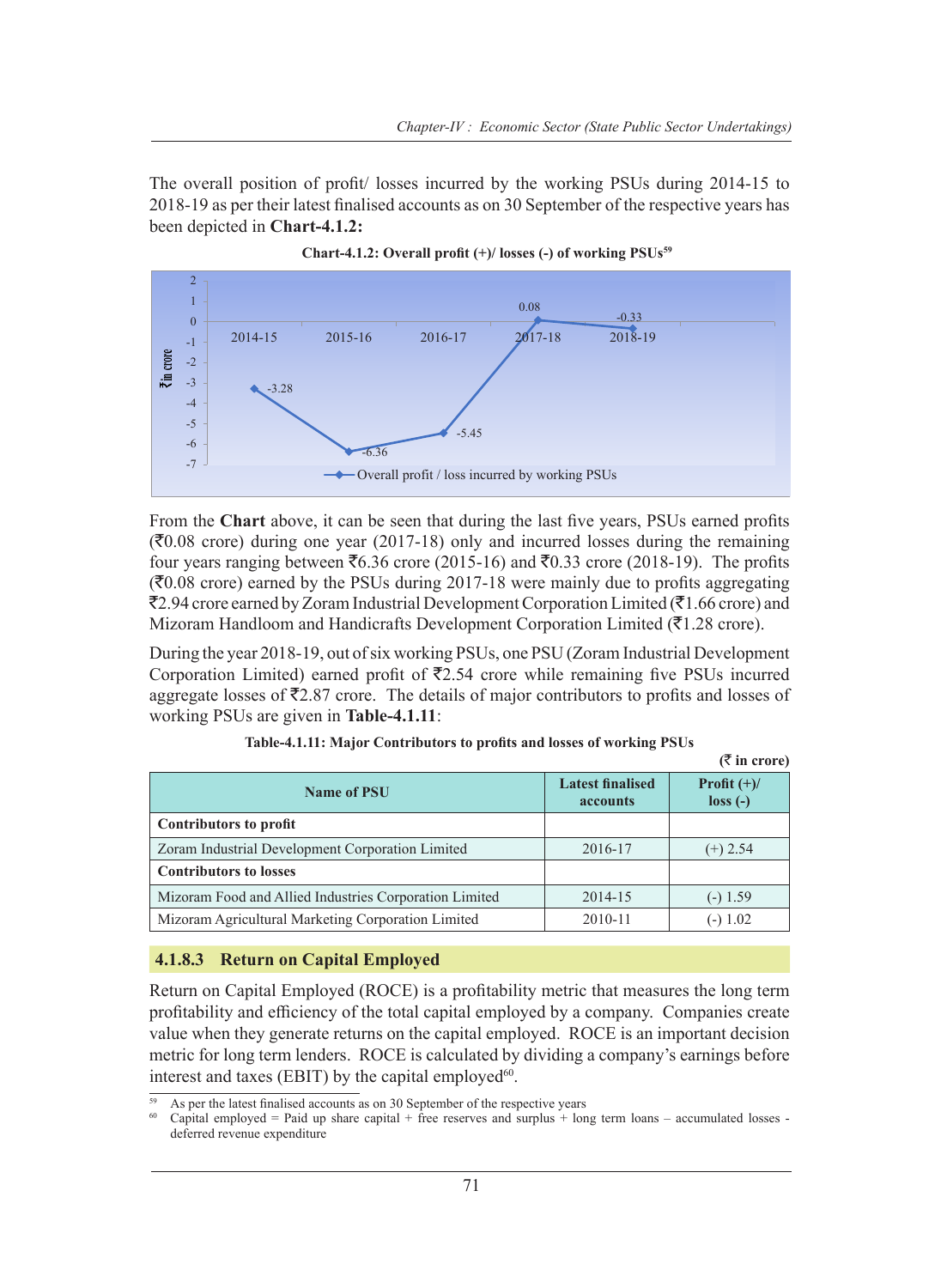The overall position of profit/ losses incurred by the working PSUs during 2014-15 to 2018-19 as per their latest finalised accounts as on 30 September of the respective years has been depicted in **Chart-4.1.2:**

**Chart-4.1.2: Overall profit (+)/ losses (-) of working PSUs[59]**

| Year | Overall profit / loss incurred by working PSUs (₹ in crore) |
|---|---|
| 2014-15 | -3.28 |
| 2015-16 | -6.36 |
| 2016-17 | -5.45 |
| 2017-18 | 0.08 |
| 2018-19 | -0.33 |

From the **Chart** above, it can be seen that during the last five years, PSUs earned profits (₹0.08 crore) during one year (2017-18) only and incurred losses during the remaining four years ranging between ₹6.36 crore (2015-16) and ₹0.33 crore (2018-19). The profits (₹0.08 crore) earned by the PSUs during 2017-18 were mainly due to profits aggregating ₹2.94 crore earned by Zoram Industrial Development Corporation Limited (₹1.66 crore) and Mizoram Handloom and Handicrafts Development Corporation Limited (₹1.28 crore).

During the year 2018-19, out of six working PSUs, one PSU (Zoram Industrial Development Corporation Limited) earned profit of ₹2.54 crore while remaining five PSUs incurred aggregate losses of ₹2.87 crore. The details of major contributors to profits and losses of working PSUs are given in **Table-4.1.11**:

**Table-4.1.11: Major Contributors to profits and losses of working PSUs**

(₹ in crore)

| Name of PSU | Latest finalised accounts | Profit (+)/ loss (-) |
|---|---|---|
| **Contributors to profit** | | |
| Zoram Industrial Development Corporation Limited | 2016-17 | (+) 2.54 |
| **Contributors to losses** | | |
| Mizoram Food and Allied Industries Corporation Limited | 2014-15 | (-) 1.59 |
| Mizoram Agricultural Marketing Corporation Limited | 2010-11 | (-) 1.02 |

### 4.1.8.3 Return on Capital Employed

Return on Capital Employed (ROCE) is a profitability metric that measures the long term profitability and efficiency of the total capital employed by a company. Companies create value when they generate returns on the capital employed. ROCE is an important decision metric for long term lenders. ROCE is calculated by dividing a company's earnings before interest and taxes (EBIT) by the capital employed[60].

---

[59] As per the latest finalised accounts as on 30 September of the respective years

[60] Capital employed = Paid up share capital + free reserves and surplus + long term loans – accumulated losses - deferred revenue expenditure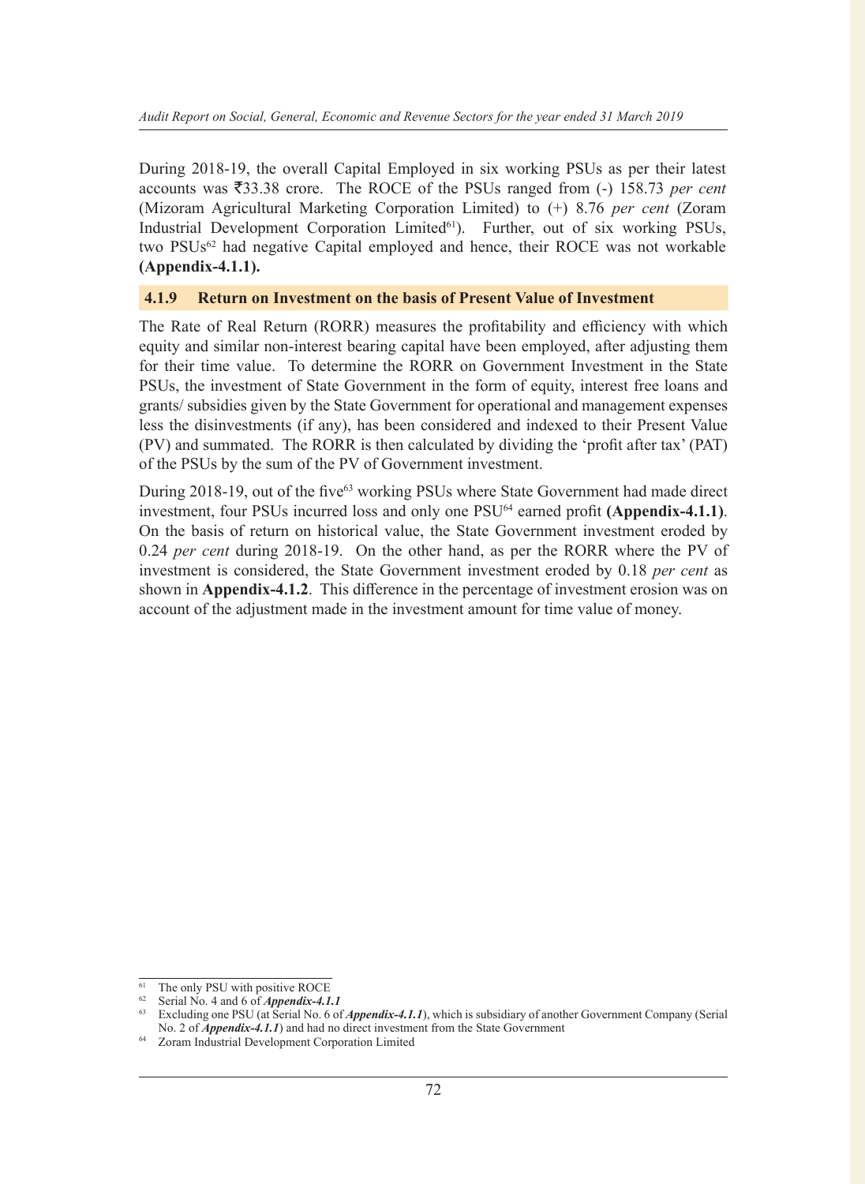During 2018-19, the overall Capital Employed in six working PSUs as per their latest accounts was ₹33.38 crore. The ROCE of the PSUs ranged from (-) 158.73 *per cent* (Mizoram Agricultural Marketing Corporation Limited) to (+) 8.76 *per cent* (Zoram Industrial Development Corporation Limited[61]). Further, out of six working PSUs, two PSUs[62] had negative Capital employed and hence, their ROCE was not workable **(Appendix-4.1.1).**

### 4.1.9 Return on Investment on the basis of Present Value of Investment

The Rate of Real Return (RORR) measures the profitability and efficiency with which equity and similar non-interest bearing capital have been employed, after adjusting them for their time value. To determine the RORR on Government Investment in the State PSUs, the investment of State Government in the form of equity, interest free loans and grants/ subsidies given by the State Government for operational and management expenses less the disinvestments (if any), has been considered and indexed to their Present Value (PV) and summated. The RORR is then calculated by dividing the 'profit after tax' (PAT) of the PSUs by the sum of the PV of Government investment.

During 2018-19, out of the five[63] working PSUs where State Government had made direct investment, four PSUs incurred loss and only one PSU[64] earned profit **(Appendix-4.1.1)**. On the basis of return on historical value, the State Government investment eroded by 0.24 *per cent* during 2018-19. On the other hand, as per the RORR where the PV of investment is considered, the State Government investment eroded by 0.18 *per cent* as shown in **Appendix-4.1.2**. This difference in the percentage of investment erosion was on account of the adjustment made in the investment amount for time value of money.

---

[61] The only PSU with positive ROCE

[62] Serial No. 4 and 6 of ***Appendix-4.1.1***

[63] Excluding one PSU (at Serial No. 6 of ***Appendix-4.1.1***), which is subsidiary of another Government Company (Serial No. 2 of ***Appendix-4.1.1***) and had no direct investment from the State Government

[64] Zoram Industrial Development Corporation Limited